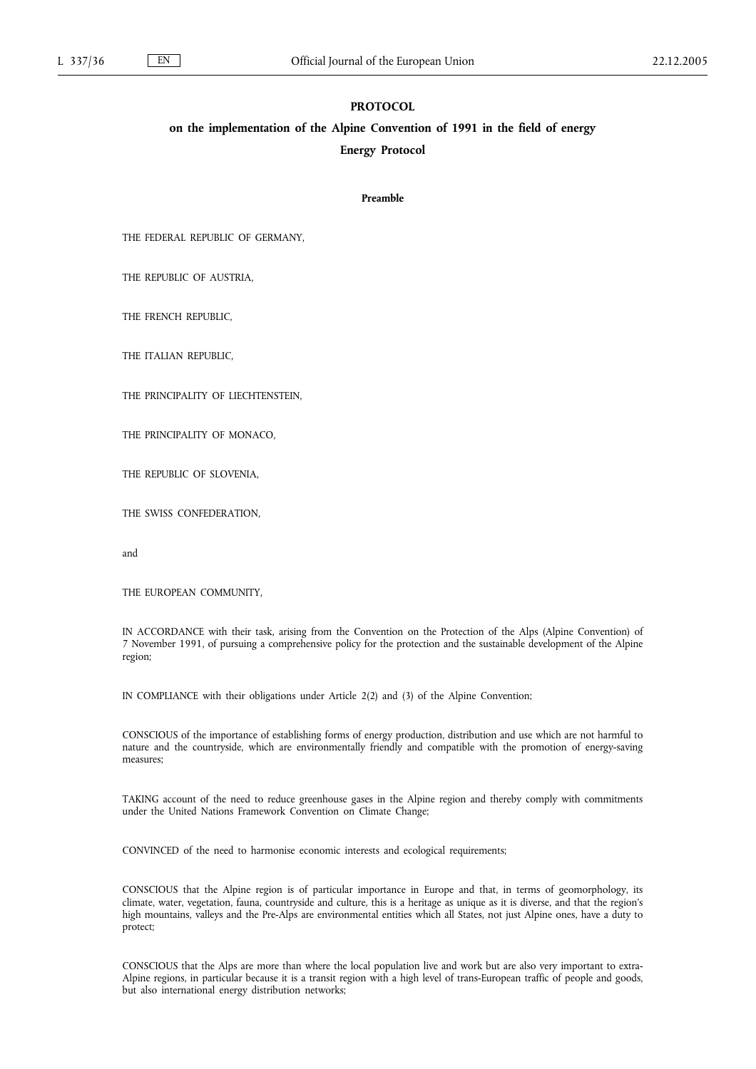# PROTOCOL

## on the implementation of the Alpine Convention of 1991 in the field of energy

## Energy Protocol

### Preamble

THE FEDERAL REPUBLIC OF GERMANY,

THE REPUBLIC OF AUSTRIA,

THE FRENCH REPUBLIC,

THE ITALIAN REPUBLIC,

THE PRINCIPALITY OF LIECHTENSTEIN,

THE PRINCIPALITY OF MONACO,

THE REPUBLIC OF SLOVENIA,

THE SWISS CONFEDERATION,

and

THE EUROPEAN COMMUNITY,

IN ACCORDANCE with their task, arising from the Convention on the Protection of the Alps (Alpine Convention) of 7 November 1991, of pursuing a comprehensive policy for the protection and the sustainable development of the Alpine region;

IN COMPLIANCE with their obligations under Article 2(2) and (3) of the Alpine Convention;

CONSCIOUS of the importance of establishing forms of energy production, distribution and use which are not harmful to nature and the countryside, which are environmentally friendly and compatible with the promotion of energy-saving measures;

TAKING account of the need to reduce greenhouse gases in the Alpine region and thereby comply with commitments under the United Nations Framework Convention on Climate Change;

CONVINCED of the need to harmonise economic interests and ecological requirements;

CONSCIOUS that the Alpine region is of particular importance in Europe and that, in terms of geomorphology, its climate, water, vegetation, fauna, countryside and culture, this is a heritage as unique as it is diverse, and that the region's high mountains, valleys and the Pre-Alps are environmental entities which all States, not just Alpine ones, have a duty to protect;

CONSCIOUS that the Alps are more than where the local population live and work but are also very important to extra-Alpine regions, in particular because it is a transit region with a high level of trans-European traffic of people and goods, but also international energy distribution networks;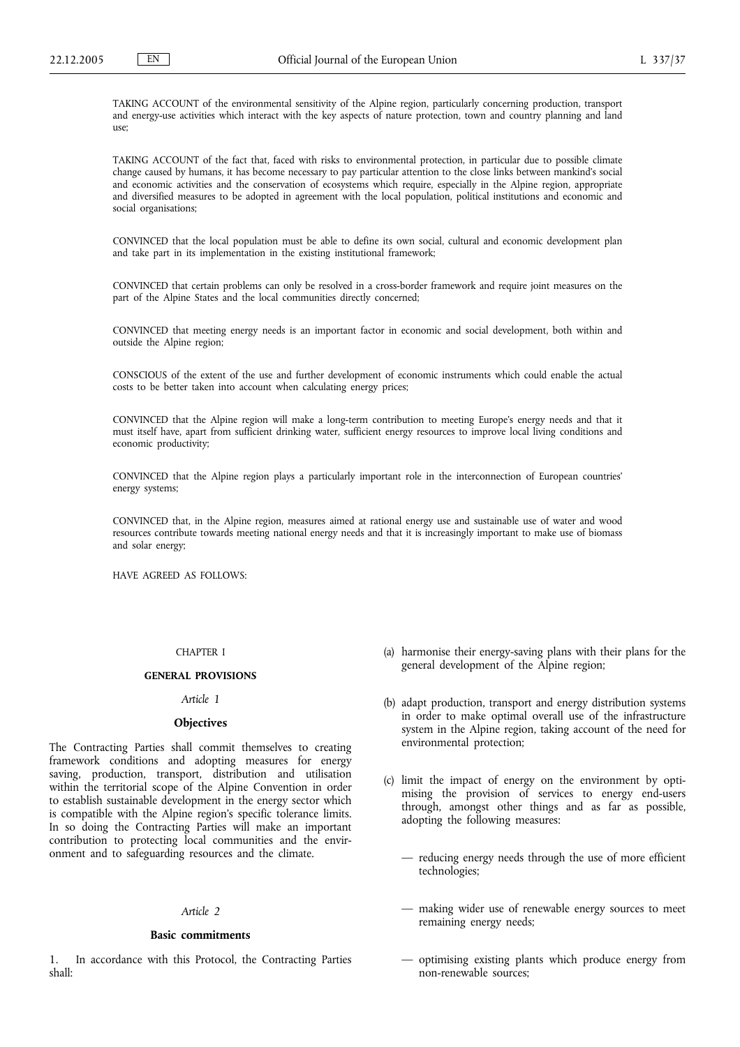TAKING ACCOUNT of the environmental sensitivity of the Alpine region, particularly concerning production, transport and energy-use activities which interact with the key aspects of nature protection, town and country planning and land use;

TAKING ACCOUNT of the fact that, faced with risks to environmental protection, in particular due to possible climate change caused by humans, it has become necessary to pay particular attention to the close links between mankind's social and economic activities and the conservation of ecosystems which require, especially in the Alpine region, appropriate and diversified measures to be adopted in agreement with the local population, political institutions and economic and social organisations;

CONVINCED that the local population must be able to define its own social, cultural and economic development plan and take part in its implementation in the existing institutional framework;

CONVINCED that certain problems can only be resolved in a cross-border framework and require joint measures on the part of the Alpine States and the local communities directly concerned;

CONVINCED that meeting energy needs is an important factor in economic and social development, both within and outside the Alpine region;

CONSCIOUS of the extent of the use and further development of economic instruments which could enable the actual costs to be better taken into account when calculating energy prices;

CONVINCED that the Alpine region will make a long-term contribution to meeting Europe's energy needs and that it must itself have, apart from sufficient drinking water, sufficient energy resources to improve local living conditions and economic productivity;

CONVINCED that the Alpine region plays a particularly important role in the interconnection of European countries' energy systems;

CONVINCED that, in the Alpine region, measures aimed at rational energy use and sustainable use of water and wood resources contribute towards meeting national energy needs and that it is increasingly important to make use of biomass and solar energy;

HAVE AGREED AS FOLLOWS:

## CHAPTER I

## GENERAL PROVISIONS

*Article 1*

**Objectives**

The Contracting Parties shall commit themselves to creating framework conditions and adopting measures for energy saving, production, transport, distribution and utilisation within the territorial scope of the Alpine Convention in order to establish sustainable development in the energy sector which is compatible with the Alpine region's specific tolerance limits. In so doing the Contracting Parties will make an important contribution to protecting local communities and the environment and to safeguarding resources and the climate.

*Article 2*

**Basic commitments**

1. In accordance with this Protocol, the Contracting Parties shall:

(a) harmonise their energy-saving plans with their plans for the general development of the Alpine region;

(b) adapt production, transport and energy distribution systems in order to make optimal overall use of the infrastructure system in the Alpine region, taking account of the need for environmental protection;

(c) limit the impact of energy on the environment by optimising the provision of services to energy end-users through, amongst other things and as far as possible, adopting the following measures:

- reducing energy needs through the use of more efficient technologies;
- making wider use of renewable energy sources to meet remaining energy needs;
- optimising existing plants which produce energy from non-renewable sources;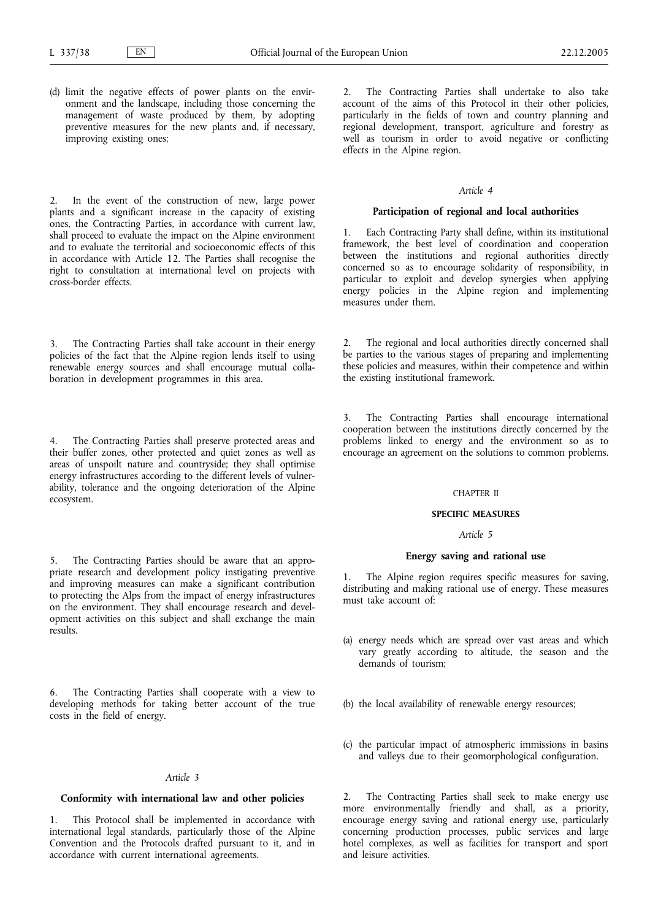(d) limit the negative effects of power plants on the environment and the landscape, including those concerning the management of waste produced by them, by adopting preventive measures for the new plants and, if necessary, improving existing ones;

2. In the event of the construction of new, large power plants and a significant increase in the capacity of existing ones, the Contracting Parties, in accordance with current law, shall proceed to evaluate the impact on the Alpine environment and to evaluate the territorial and socioeconomic effects of this in accordance with Article 12. The Parties shall recognise the right to consultation at international level on projects with cross-border effects.

3. The Contracting Parties shall take account in their energy policies of the fact that the Alpine region lends itself to using renewable energy sources and shall encourage mutual collaboration in development programmes in this area.

4. The Contracting Parties shall preserve protected areas and their buffer zones, other protected and quiet zones as well as areas of unspoilt nature and countryside; they shall optimise energy infrastructures according to the different levels of vulnerability, tolerance and the ongoing deterioration of the Alpine ecosystem.

5. The Contracting Parties should be aware that an appropriate research and development policy instigating preventive and improving measures can make a significant contribution to protecting the Alps from the impact of energy infrastructures on the environment. They shall encourage research and development activities on this subject and shall exchange the main results.

6. The Contracting Parties shall cooperate with a view to developing methods for taking better account of the true costs in the field of energy.

*Article 3*

**Conformity with international law and other policies**

1. This Protocol shall be implemented in accordance with international legal standards, particularly those of the Alpine Convention and the Protocols drafted pursuant to it, and in accordance with current international agreements.

2. The Contracting Parties shall undertake to also take account of the aims of this Protocol in their other policies, particularly in the fields of town and country planning and regional development, transport, agriculture and forestry as well as tourism in order to avoid negative or conflicting effects in the Alpine region.

*Article 4*

**Participation of regional and local authorities**

1. Each Contracting Party shall define, within its institutional framework, the best level of coordination and cooperation between the institutions and regional authorities directly concerned so as to encourage solidarity of responsibility, in particular to exploit and develop synergies when applying energy policies in the Alpine region and implementing measures under them.

2. The regional and local authorities directly concerned shall be parties to the various stages of preparing and implementing these policies and measures, within their competence and within the existing institutional framework.

3. The Contracting Parties shall encourage international cooperation between the institutions directly concerned by the problems linked to energy and the environment so as to encourage an agreement on the solutions to common problems.

CHAPTER II

**SPECIFIC MEASURES**

*Article 5*

**Energy saving and rational use**

1. The Alpine region requires specific measures for saving, distributing and making rational use of energy. These measures must take account of:

(a) energy needs which are spread over vast areas and which vary greatly according to altitude, the season and the demands of tourism;

(b) the local availability of renewable energy resources;

(c) the particular impact of atmospheric immissions in basins and valleys due to their geomorphological configuration.

2. The Contracting Parties shall seek to make energy use more environmentally friendly and shall, as a priority, encourage energy saving and rational energy use, particularly concerning production processes, public services and large hotel complexes, as well as facilities for transport and sport and leisure activities.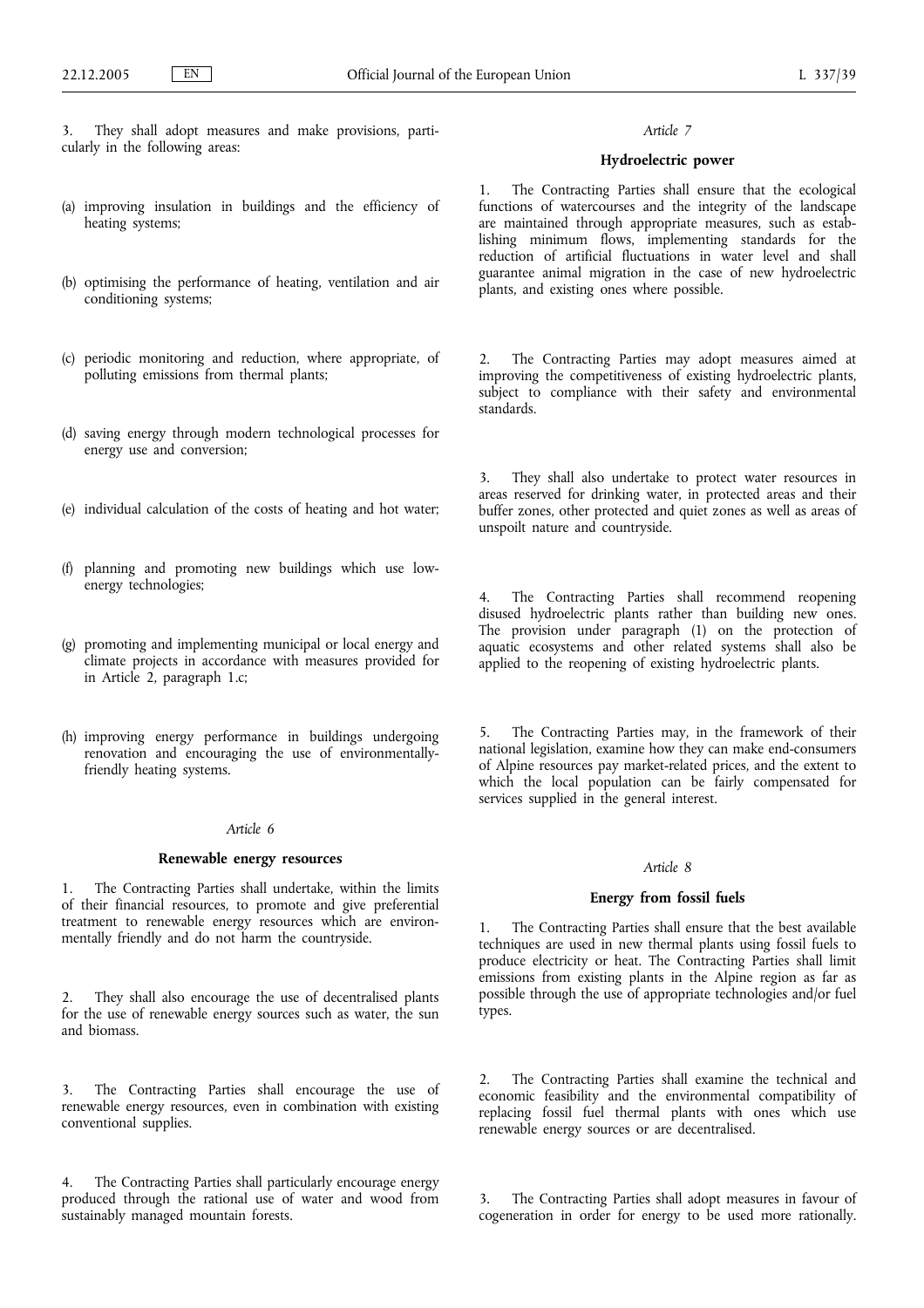3. They shall adopt measures and make provisions, particularly in the following areas:

(a) improving insulation in buildings and the efficiency of heating systems;

(b) optimising the performance of heating, ventilation and air conditioning systems;

(c) periodic monitoring and reduction, where appropriate, of polluting emissions from thermal plants;

(d) saving energy through modern technological processes for energy use and conversion;

(e) individual calculation of the costs of heating and hot water;

(f) planning and promoting new buildings which use low-energy technologies;

(g) promoting and implementing municipal or local energy and climate projects in accordance with measures provided for in Article 2, paragraph 1.c;

(h) improving energy performance in buildings undergoing renovation and encouraging the use of environmentally-friendly heating systems.

*Article 6*

**Renewable energy resources**

1. The Contracting Parties shall undertake, within the limits of their financial resources, to promote and give preferential treatment to renewable energy resources which are environmentally friendly and do not harm the countryside.

2. They shall also encourage the use of decentralised plants for the use of renewable energy sources such as water, the sun and biomass.

3. The Contracting Parties shall encourage the use of renewable energy resources, even in combination with existing conventional supplies.

4. The Contracting Parties shall particularly encourage energy produced through the rational use of water and wood from sustainably managed mountain forests.

*Article 7*

**Hydroelectric power**

1. The Contracting Parties shall ensure that the ecological functions of watercourses and the integrity of the landscape are maintained through appropriate measures, such as establishing minimum flows, implementing standards for the reduction of artificial fluctuations in water level and shall guarantee animal migration in the case of new hydroelectric plants, and existing ones where possible.

2. The Contracting Parties may adopt measures aimed at improving the competitiveness of existing hydroelectric plants, subject to compliance with their safety and environmental standards.

3. They shall also undertake to protect water resources in areas reserved for drinking water, in protected areas and their buffer zones, other protected and quiet zones as well as areas of unspoilt nature and countryside.

4. The Contracting Parties shall recommend reopening disused hydroelectric plants rather than building new ones. The provision under paragraph (1) on the protection of aquatic ecosystems and other related systems shall also be applied to the reopening of existing hydroelectric plants.

5. The Contracting Parties may, in the framework of their national legislation, examine how they can make end-consumers of Alpine resources pay market-related prices, and the extent to which the local population can be fairly compensated for services supplied in the general interest.

*Article 8*

**Energy from fossil fuels**

1. The Contracting Parties shall ensure that the best available techniques are used in new thermal plants using fossil fuels to produce electricity or heat. The Contracting Parties shall limit emissions from existing plants in the Alpine region as far as possible through the use of appropriate technologies and/or fuel types.

2. The Contracting Parties shall examine the technical and economic feasibility and the environmental compatibility of replacing fossil fuel thermal plants with ones which use renewable energy sources or are decentralised.

3. The Contracting Parties shall adopt measures in favour of cogeneration in order for energy to be used more rationally.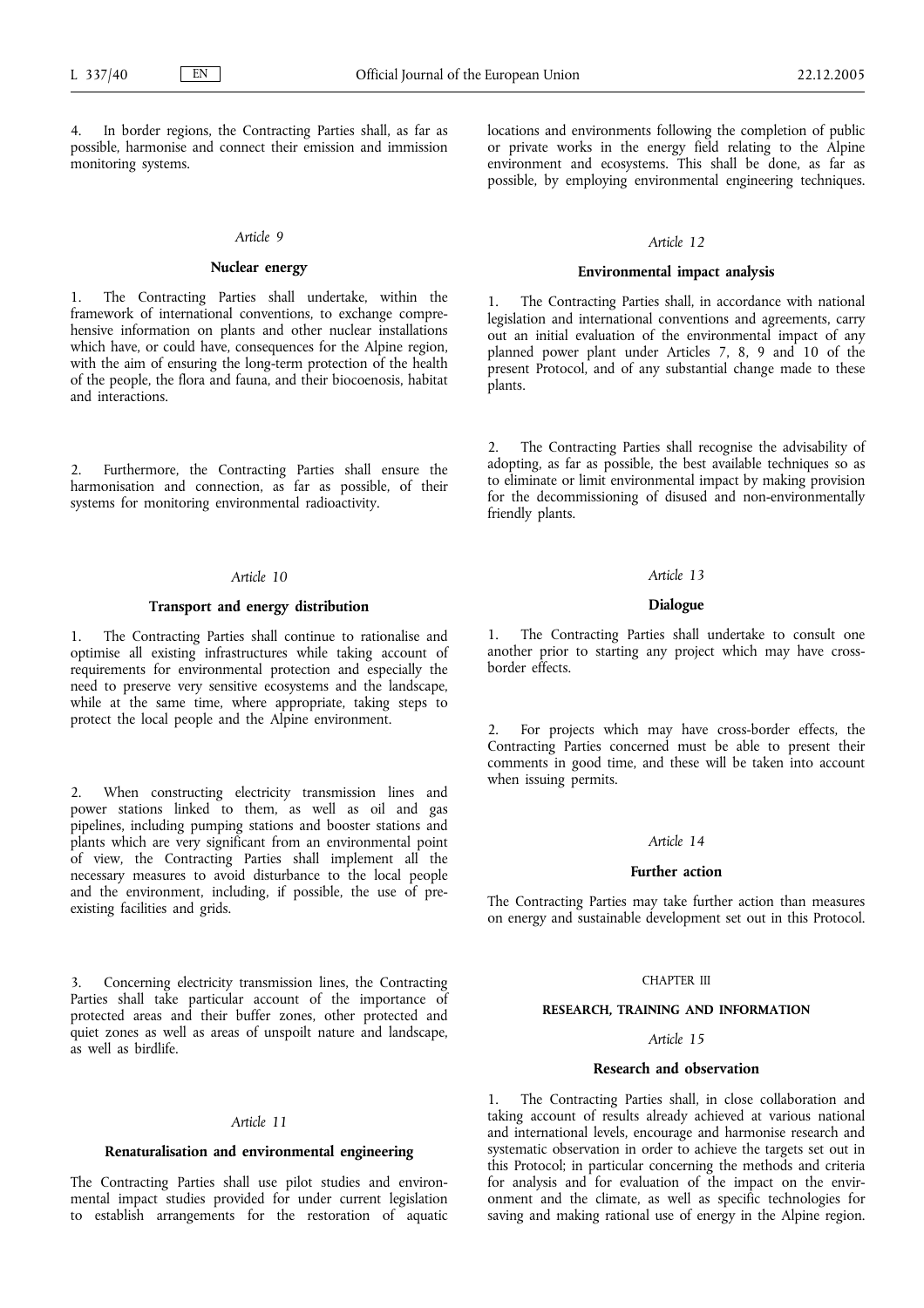4. In border regions, the Contracting Parties shall, as far as possible, harmonise and connect their emission and immission monitoring systems.

*Article 9*

**Nuclear energy**

1. The Contracting Parties shall undertake, within the framework of international conventions, to exchange comprehensive information on plants and other nuclear installations which have, or could have, consequences for the Alpine region, with the aim of ensuring the long-term protection of the health of the people, the flora and fauna, and their biocoenosis, habitat and interactions.

2. Furthermore, the Contracting Parties shall ensure the harmonisation and connection, as far as possible, of their systems for monitoring environmental radioactivity.

*Article 10*

**Transport and energy distribution**

1. The Contracting Parties shall continue to rationalise and optimise all existing infrastructures while taking account of requirements for environmental protection and especially the need to preserve very sensitive ecosystems and the landscape, while at the same time, where appropriate, taking steps to protect the local people and the Alpine environment.

2. When constructing electricity transmission lines and power stations linked to them, as well as oil and gas pipelines, including pumping stations and booster stations and plants which are very significant from an environmental point of view, the Contracting Parties shall implement all the necessary measures to avoid disturbance to the local people and the environment, including, if possible, the use of pre-existing facilities and grids.

3. Concerning electricity transmission lines, the Contracting Parties shall take particular account of the importance of protected areas and their buffer zones, other protected and quiet zones as well as areas of unspoilt nature and landscape, as well as birdlife.

*Article 11*

**Renaturalisation and environmental engineering**

The Contracting Parties shall use pilot studies and environmental impact studies provided for under current legislation to establish arrangements for the restoration of aquatic locations and environments following the completion of public or private works in the energy field relating to the Alpine environment and ecosystems. This shall be done, as far as possible, by employing environmental engineering techniques.

*Article 12*

**Environmental impact analysis**

1. The Contracting Parties shall, in accordance with national legislation and international conventions and agreements, carry out an initial evaluation of the environmental impact of any planned power plant under Articles 7, 8, 9 and 10 of the present Protocol, and of any substantial change made to these plants.

2. The Contracting Parties shall recognise the advisability of adopting, as far as possible, the best available techniques so as to eliminate or limit environmental impact by making provision for the decommissioning of disused and non-environmentally friendly plants.

*Article 13*

**Dialogue**

1. The Contracting Parties shall undertake to consult one another prior to starting any project which may have cross-border effects.

2. For projects which may have cross-border effects, the Contracting Parties concerned must be able to present their comments in good time, and these will be taken into account when issuing permits.

*Article 14*

**Further action**

The Contracting Parties may take further action than measures on energy and sustainable development set out in this Protocol.

CHAPTER III

**RESEARCH, TRAINING AND INFORMATION**

*Article 15*

**Research and observation**

1. The Contracting Parties shall, in close collaboration and taking account of results already achieved at various national and international levels, encourage and harmonise research and systematic observation in order to achieve the targets set out in this Protocol; in particular concerning the methods and criteria for analysis and for evaluation of the impact on the environment and the climate, as well as specific technologies for saving and making rational use of energy in the Alpine region.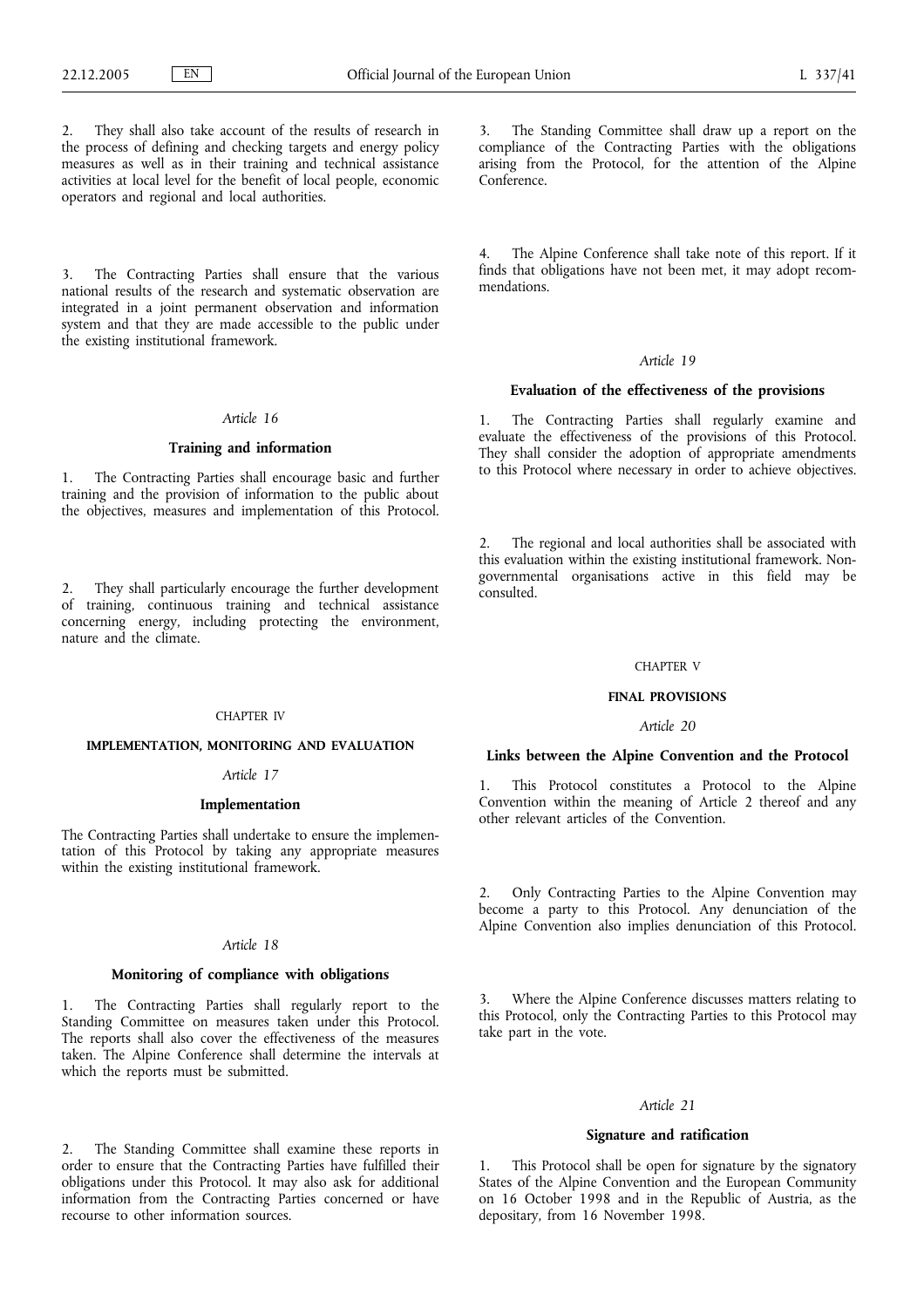2. They shall also take account of the results of research in the process of defining and checking targets and energy policy measures as well as in their training and technical assistance activities at local level for the benefit of local people, economic operators and regional and local authorities.

3. The Contracting Parties shall ensure that the various national results of the research and systematic observation are integrated in a joint permanent observation and information system and that they are made accessible to the public under the existing institutional framework.

*Article 16*

**Training and information**

1. The Contracting Parties shall encourage basic and further training and the provision of information to the public about the objectives, measures and implementation of this Protocol.

2. They shall particularly encourage the further development of training, continuous training and technical assistance concerning energy, including protecting the environment, nature and the climate.

CHAPTER IV

**IMPLEMENTATION, MONITORING AND EVALUATION**

*Article 17*

**Implementation**

The Contracting Parties shall undertake to ensure the implementation of this Protocol by taking any appropriate measures within the existing institutional framework.

*Article 18*

**Monitoring of compliance with obligations**

1. The Contracting Parties shall regularly report to the Standing Committee on measures taken under this Protocol. The reports shall also cover the effectiveness of the measures taken. The Alpine Conference shall determine the intervals at which the reports must be submitted.

2. The Standing Committee shall examine these reports in order to ensure that the Contracting Parties have fulfilled their obligations under this Protocol. It may also ask for additional information from the Contracting Parties concerned or have recourse to other information sources.

3. The Standing Committee shall draw up a report on the compliance of the Contracting Parties with the obligations arising from the Protocol, for the attention of the Alpine Conference.

4. The Alpine Conference shall take note of this report. If it finds that obligations have not been met, it may adopt recommendations.

*Article 19*

**Evaluation of the effectiveness of the provisions**

1. The Contracting Parties shall regularly examine and evaluate the effectiveness of the provisions of this Protocol. They shall consider the adoption of appropriate amendments to this Protocol where necessary in order to achieve objectives.

2. The regional and local authorities shall be associated with this evaluation within the existing institutional framework. Non-governmental organisations active in this field may be consulted.

CHAPTER V

**FINAL PROVISIONS**

*Article 20*

**Links between the Alpine Convention and the Protocol**

1. This Protocol constitutes a Protocol to the Alpine Convention within the meaning of Article 2 thereof and any other relevant articles of the Convention.

2. Only Contracting Parties to the Alpine Convention may become a party to this Protocol. Any denunciation of the Alpine Convention also implies denunciation of this Protocol.

3. Where the Alpine Conference discusses matters relating to this Protocol, only the Contracting Parties to this Protocol may take part in the vote.

*Article 21*

**Signature and ratification**

1. This Protocol shall be open for signature by the signatory States of the Alpine Convention and the European Community on 16 October 1998 and in the Republic of Austria, as the depositary, from 16 November 1998.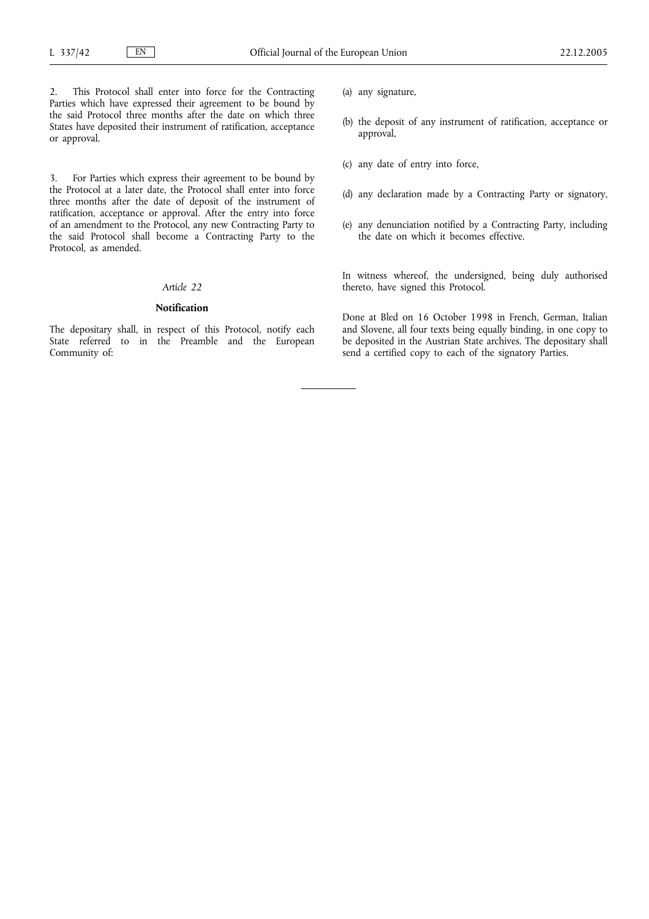2. This Protocol shall enter into force for the Contracting Parties which have expressed their agreement to be bound by the said Protocol three months after the date on which three States have deposited their instrument of ratification, acceptance or approval.

3. For Parties which express their agreement to be bound by the Protocol at a later date, the Protocol shall enter into force three months after the date of deposit of the instrument of ratification, acceptance or approval. After the entry into force of an amendment to the Protocol, any new Contracting Party to the said Protocol shall become a Contracting Party to the Protocol, as amended.

*Article 22*

**Notification**

The depositary shall, in respect of this Protocol, notify each State referred to in the Preamble and the European Community of:

(a) any signature,

(b) the deposit of any instrument of ratification, acceptance or approval,

(c) any date of entry into force,

(d) any declaration made by a Contracting Party or signatory,

(e) any denunciation notified by a Contracting Party, including the date on which it becomes effective.

In witness whereof, the undersigned, being duly authorised thereto, have signed this Protocol.

Done at Bled on 16 October 1998 in French, German, Italian and Slovene, all four texts being equally binding, in one copy to be deposited in the Austrian State archives. The depositary shall send a certified copy to each of the signatory Parties.